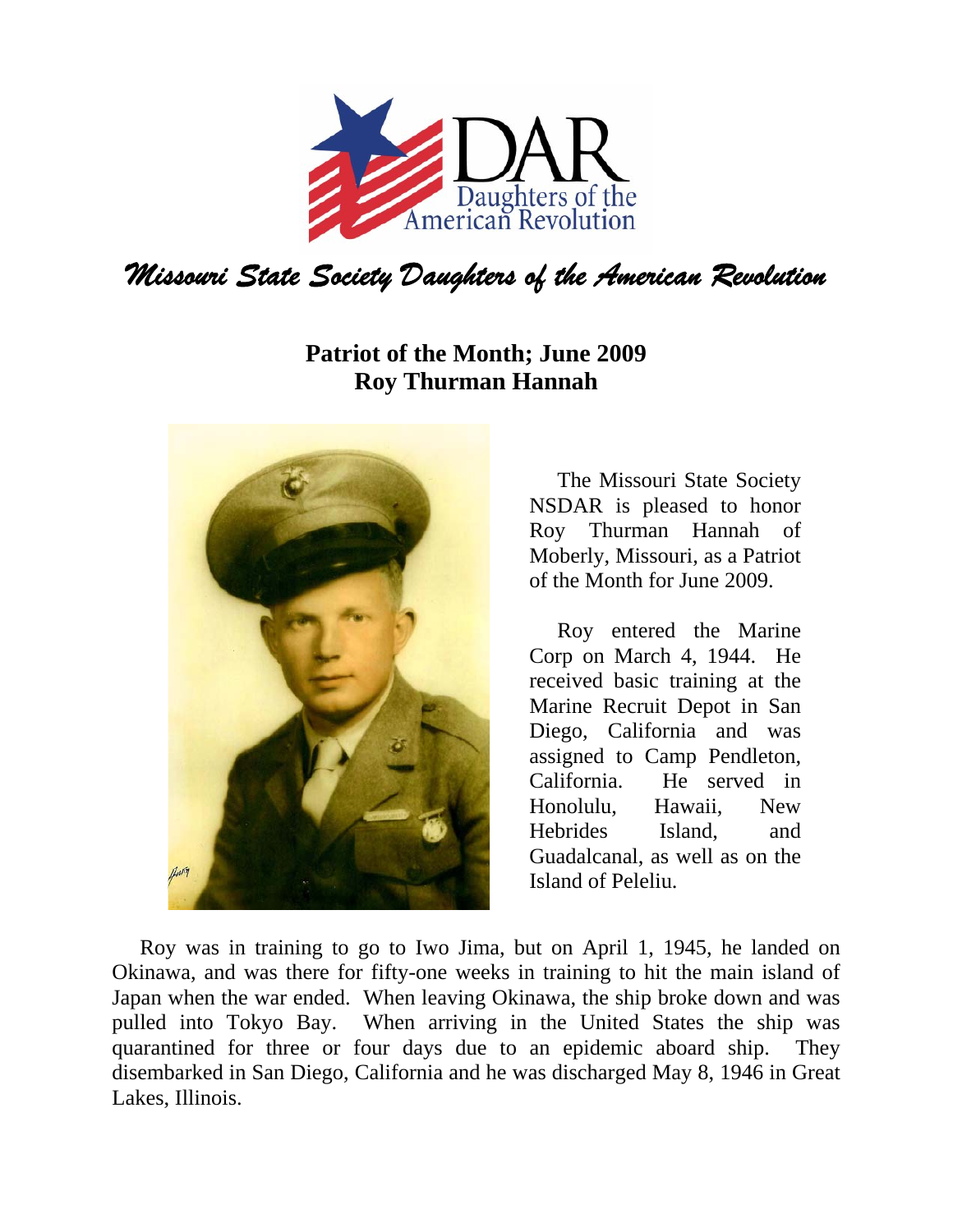DAR
Daughters of the American Revolution

# *Missouri State Society Daughters of the American Revolution*

## Patriot of the Month; June 2009
## Roy Thurman Hannah

The Missouri State Society NSDAR is pleased to honor Roy Thurman Hannah of Moberly, Missouri, as a Patriot of the Month for June 2009.

Roy entered the Marine Corp on March 4, 1944. He received basic training at the Marine Recruit Depot in San Diego, California and was assigned to Camp Pendleton, California. He served in Honolulu, Hawaii, New Hebrides Island, and Guadalcanal, as well as on the Island of Peleliu.

Roy was in training to go to Iwo Jima, but on April 1, 1945, he landed on Okinawa, and was there for fifty-one weeks in training to hit the main island of Japan when the war ended. When leaving Okinawa, the ship broke down and was pulled into Tokyo Bay. When arriving in the United States the ship was quarantined for three or four days due to an epidemic aboard ship. They disembarked in San Diego, California and he was discharged May 8, 1946 in Great Lakes, Illinois.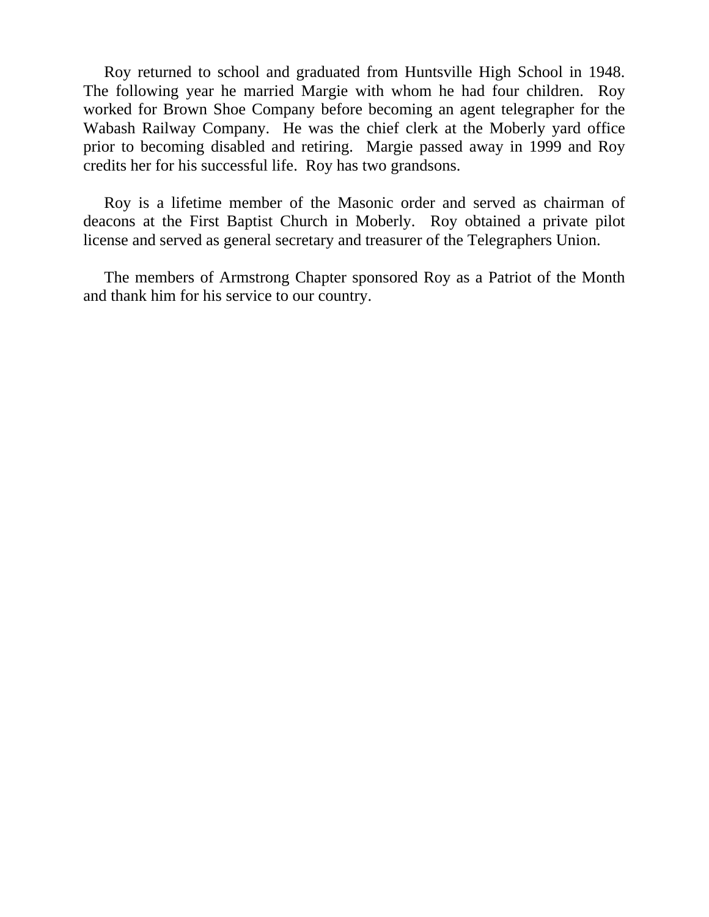Roy returned to school and graduated from Huntsville High School in 1948. The following year he married Margie with whom he had four children. Roy worked for Brown Shoe Company before becoming an agent telegrapher for the Wabash Railway Company. He was the chief clerk at the Moberly yard office prior to becoming disabled and retiring. Margie passed away in 1999 and Roy credits her for his successful life. Roy has two grandsons.

Roy is a lifetime member of the Masonic order and served as chairman of deacons at the First Baptist Church in Moberly. Roy obtained a private pilot license and served as general secretary and treasurer of the Telegraphers Union.

The members of Armstrong Chapter sponsored Roy as a Patriot of the Month and thank him for his service to our country.